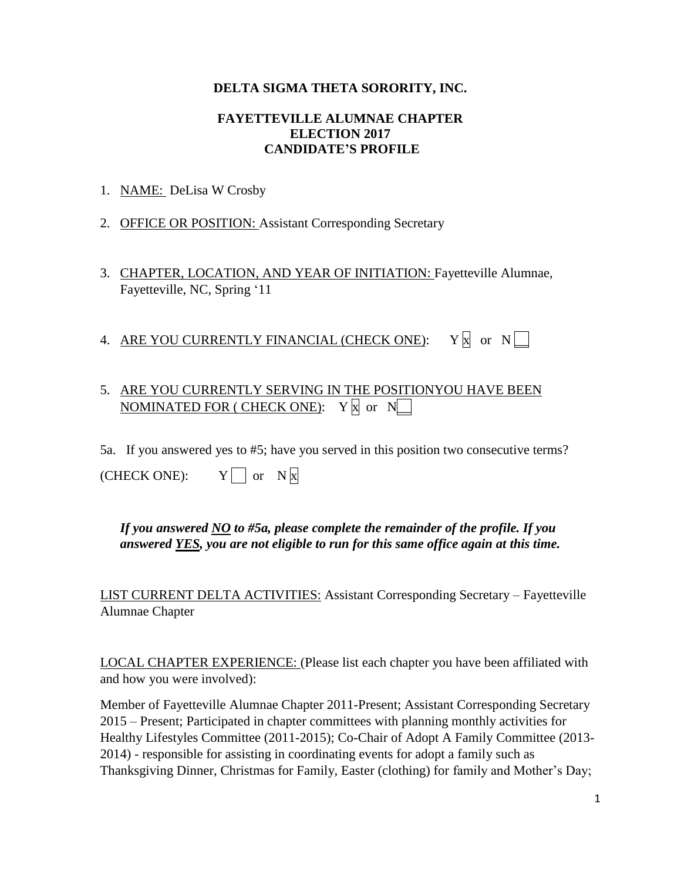**DELTA SIGMA THETA SORORITY, INC.**

**FAYETTEVILLE ALUMNAE CHAPTER**
**ELECTION 2017**
**CANDIDATE'S PROFILE**

1. NAME: DeLisa W Crosby

2. OFFICE OR POSITION: Assistant Corresponding Secretary

3. CHAPTER, LOCATION, AND YEAR OF INITIATION: Fayetteville Alumnae, Fayetteville, NC, Spring '11

4. ARE YOU CURRENTLY FINANCIAL (CHECK ONE): Y [x] or N [ ]

5. ARE YOU CURRENTLY SERVING IN THE POSITIONYOU HAVE BEEN NOMINATED FOR ( CHECK ONE): Y [x] or N [ ]

5a. If you answered yes to #5; have you served in this position two consecutive terms?

(CHECK ONE): Y [ ] or N [x]

***If you answered NO to #5a, please complete the remainder of the profile. If you answered YES, you are not eligible to run for this same office again at this time.***

LIST CURRENT DELTA ACTIVITIES: Assistant Corresponding Secretary – Fayetteville Alumnae Chapter

LOCAL CHAPTER EXPERIENCE: (Please list each chapter you have been affiliated with and how you were involved):

Member of Fayetteville Alumnae Chapter 2011-Present; Assistant Corresponding Secretary 2015 – Present; Participated in chapter committees with planning monthly activities for Healthy Lifestyles Committee (2011-2015); Co-Chair of Adopt A Family Committee (2013-2014) - responsible for assisting in coordinating events for adopt a family such as Thanksgiving Dinner, Christmas for Family, Easter (clothing) for family and Mother's Day;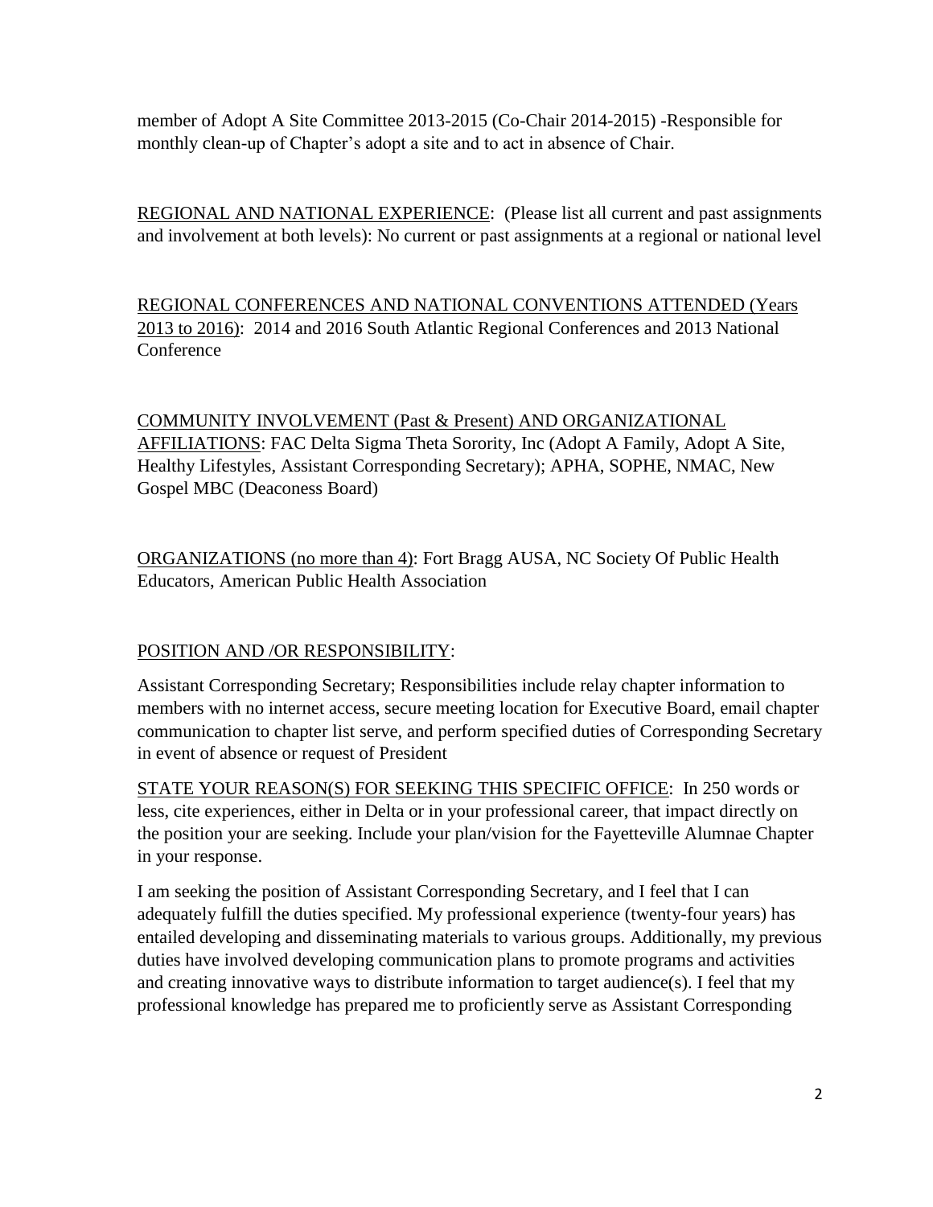member of Adopt A Site Committee 2013-2015 (Co-Chair 2014-2015) -Responsible for monthly clean-up of Chapter's adopt a site and to act in absence of Chair.

<u>REGIONAL AND NATIONAL EXPERIENCE</u>: (Please list all current and past assignments and involvement at both levels): No current or past assignments at a regional or national level

<u>REGIONAL CONFERENCES AND NATIONAL CONVENTIONS ATTENDED (Years 2013 to 2016)</u>: 2014 and 2016 South Atlantic Regional Conferences and 2013 National Conference

<u>COMMUNITY INVOLVEMENT (Past & Present) AND ORGANIZATIONAL AFFILIATIONS</u>: FAC Delta Sigma Theta Sorority, Inc (Adopt A Family, Adopt A Site, Healthy Lifestyles, Assistant Corresponding Secretary); APHA, SOPHE, NMAC, New Gospel MBC (Deaconess Board)

<u>ORGANIZATIONS (no more than 4)</u>: Fort Bragg AUSA, NC Society Of Public Health Educators, American Public Health Association

<u>POSITION AND /OR RESPONSIBILITY</u>:

Assistant Corresponding Secretary; Responsibilities include relay chapter information to members with no internet access, secure meeting location for Executive Board, email chapter communication to chapter list serve, and perform specified duties of Corresponding Secretary in event of absence or request of President

<u>STATE YOUR REASON(S) FOR SEEKING THIS SPECIFIC OFFICE</u>: In 250 words or less, cite experiences, either in Delta or in your professional career, that impact directly on the position your are seeking. Include your plan/vision for the Fayetteville Alumnae Chapter in your response.

I am seeking the position of Assistant Corresponding Secretary, and I feel that I can adequately fulfill the duties specified. My professional experience (twenty-four years) has entailed developing and disseminating materials to various groups. Additionally, my previous duties have involved developing communication plans to promote programs and activities and creating innovative ways to distribute information to target audience(s). I feel that my professional knowledge has prepared me to proficiently serve as Assistant Corresponding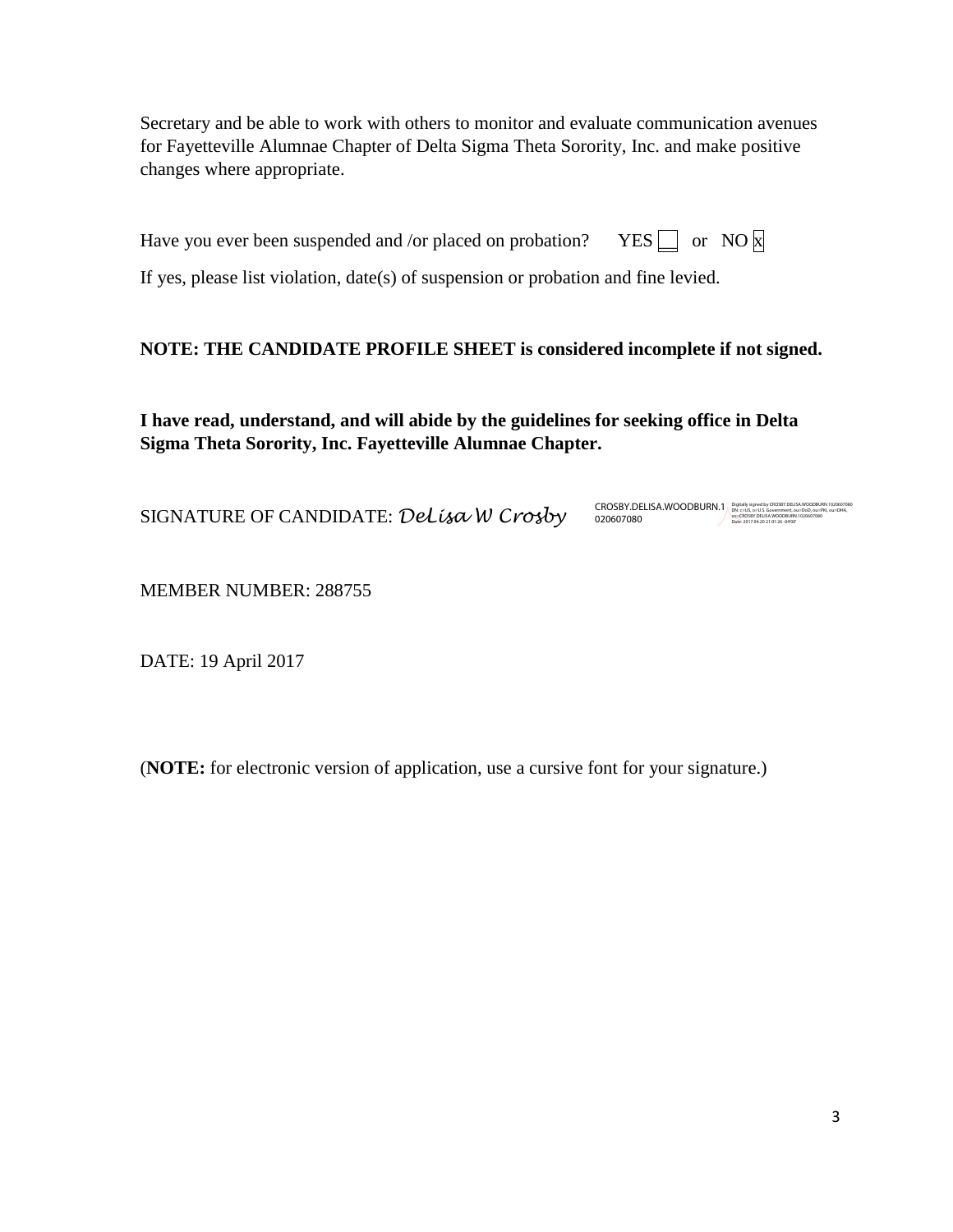Secretary and be able to work with others to monitor and evaluate communication avenues for Fayetteville Alumnae Chapter of Delta Sigma Theta Sorority, Inc. and make positive changes where appropriate.

Have you ever been suspended and /or placed on probation? YES [ ] or NO [x]

If yes, please list violation, date(s) of suspension or probation and fine levied.

**NOTE: THE CANDIDATE PROFILE SHEET is considered incomplete if not signed.**

**I have read, understand, and will abide by the guidelines for seeking office in Delta Sigma Theta Sorority, Inc. Fayetteville Alumnae Chapter.**

SIGNATURE OF CANDIDATE: *DeLisa W Crosby* CROSBY.DELISA.WOODBURN.1020607080 Digitally signed by CROSBY.DELISA.WOODBURN.1020607080 DN: c=US, o=U.S. Government, ou=DoD, ou=PKI, ou=DHA, cn=CROSBY.DELISA.WOODBURN.1020607080 Date: 2017.04.20 21:01:26 -04'00'

MEMBER NUMBER: 288755

DATE: 19 April 2017

(**NOTE:** for electronic version of application, use a cursive font for your signature.)